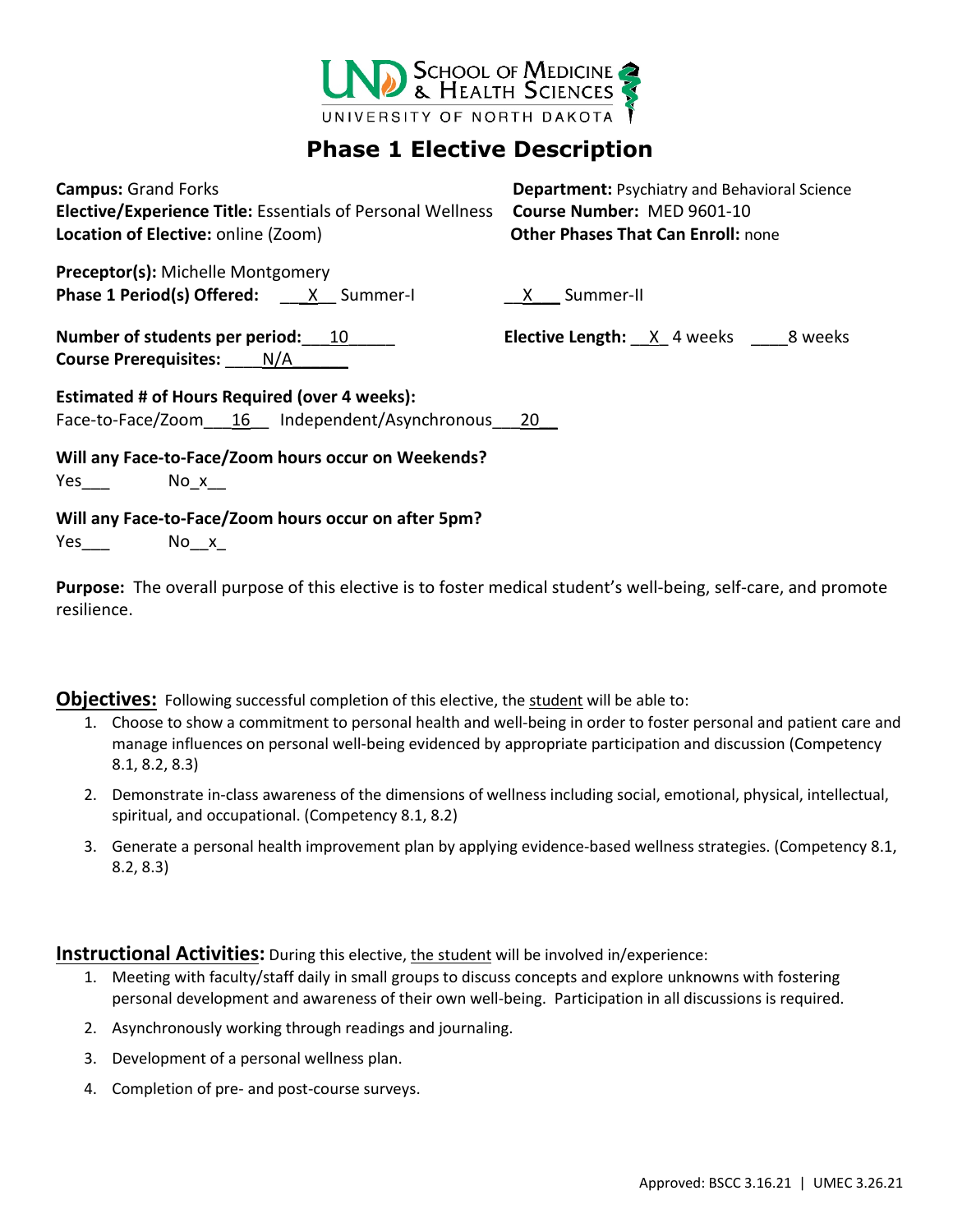# Phase 1 Elective Description

**Campus:** Grand Forks
**Department:** Psychiatry and Behavioral Science
**Elective/Experience Title:** Essentials of Personal Wellness
**Course Number:** MED 9601-10
**Location of Elective:** online (Zoom)
**Other Phases That Can Enroll:** none

**Preceptor(s):** Michelle Montgomery
**Phase 1 Period(s) Offered:** ___X__ Summer-I __X___ Summer-II

**Number of students per period:** ___10_____
**Elective Length:** __X_ 4 weeks ____8 weeks
**Course Prerequisites:** ____N/A______

**Estimated # of Hours Required (over 4 weeks):**
Face-to-Face/Zoom___16__ Independent/Asynchronous___20__

**Will any Face-to-Face/Zoom hours occur on Weekends?**
Yes___ No_x__

**Will any Face-to-Face/Zoom hours occur on after 5pm?**
Yes___ No__x_

**Purpose:** The overall purpose of this elective is to foster medical student's well-being, self-care, and promote resilience.

## Objectives:

Following successful completion of this elective, the student will be able to:

1. Choose to show a commitment to personal health and well-being in order to foster personal and patient care and manage influences on personal well-being evidenced by appropriate participation and discussion (Competency 8.1, 8.2, 8.3)
2. Demonstrate in-class awareness of the dimensions of wellness including social, emotional, physical, intellectual, spiritual, and occupational. (Competency 8.1, 8.2)
3. Generate a personal health improvement plan by applying evidence-based wellness strategies. (Competency 8.1, 8.2, 8.3)

## Instructional Activities:

During this elective, the student will be involved in/experience:

1. Meeting with faculty/staff daily in small groups to discuss concepts and explore unknowns with fostering personal development and awareness of their own well-being. Participation in all discussions is required.
2. Asynchronously working through readings and journaling.
3. Development of a personal wellness plan.
4. Completion of pre- and post-course surveys.

Approved: BSCC 3.16.21 | UMEC 3.26.21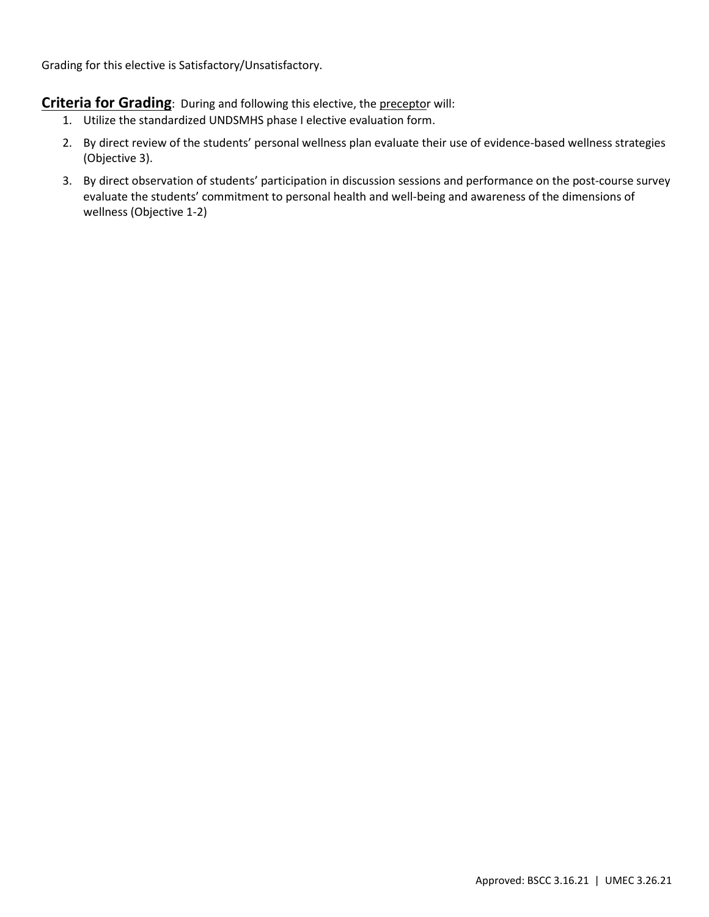Grading for this elective is Satisfactory/Unsatisfactory.

**Criteria for Grading**: During and following this elective, the preceptor will:

1. Utilize the standardized UNDSMHS phase I elective evaluation form.
2. By direct review of the students' personal wellness plan evaluate their use of evidence-based wellness strategies (Objective 3).
3. By direct observation of students' participation in discussion sessions and performance on the post-course survey evaluate the students' commitment to personal health and well-being and awareness of the dimensions of wellness (Objective 1-2)

Approved: BSCC 3.16.21 | UMEC 3.26.21